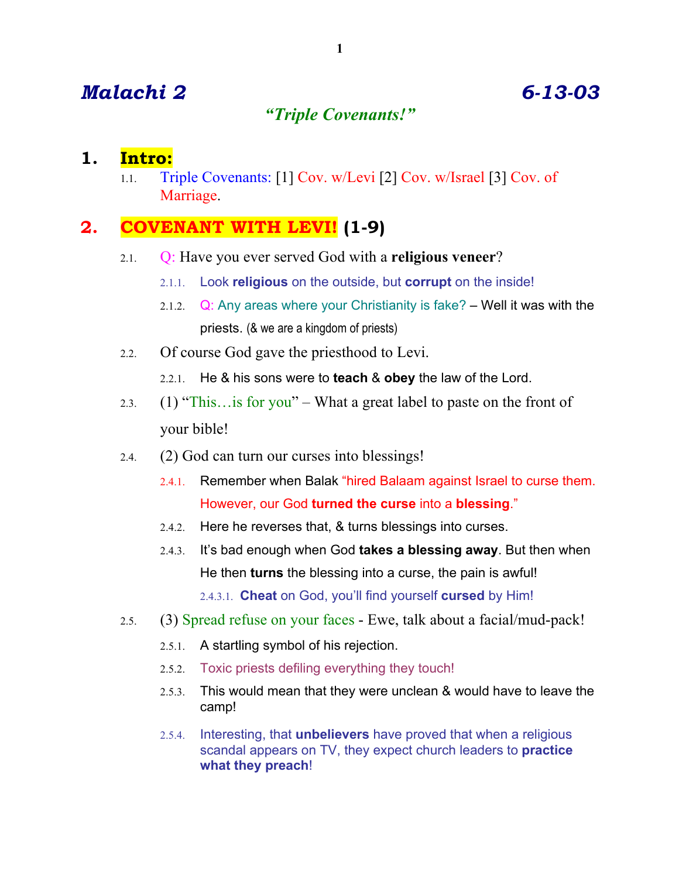# *Malachi 2* — *6-13-03*

## *"Triple Covenants!"*

## 1. Intro:

1.1. Triple Covenants: [1] Cov. w/Levi [2] Cov. w/Israel [3] Cov. of Marriage.

## 2. COVENANT WITH LEVI! (1-9)

2.1. Q: Have you ever served God with a **religious veneer**?

2.1.1. Look **religious** on the outside, but **corrupt** on the inside!

2.1.2. Q: Any areas where your Christianity is fake? – Well it was with the priests. (& we are a kingdom of priests)

2.2. Of course God gave the priesthood to Levi.

2.2.1. He & his sons were to **teach** & **obey** the law of the Lord.

2.3. (1) "This…is for you" – What a great label to paste on the front of your bible!

2.4. (2) God can turn our curses into blessings!

2.4.1. Remember when Balak "hired Balaam against Israel to curse them. However, our God **turned the curse** into a **blessing**."

2.4.2. Here he reverses that, & turns blessings into curses.

2.4.3. It's bad enough when God **takes a blessing away**. But then when He then **turns** the blessing into a curse, the pain is awful!

2.4.3.1. **Cheat** on God, you'll find yourself **cursed** by Him!

2.5. (3) Spread refuse on your faces - Ewe, talk about a facial/mud-pack!

2.5.1. A startling symbol of his rejection.

2.5.2. Toxic priests defiling everything they touch!

2.5.3. This would mean that they were unclean & would have to leave the camp!

2.5.4. Interesting, that **unbelievers** have proved that when a religious scandal appears on TV, they expect church leaders to **practice what they preach**!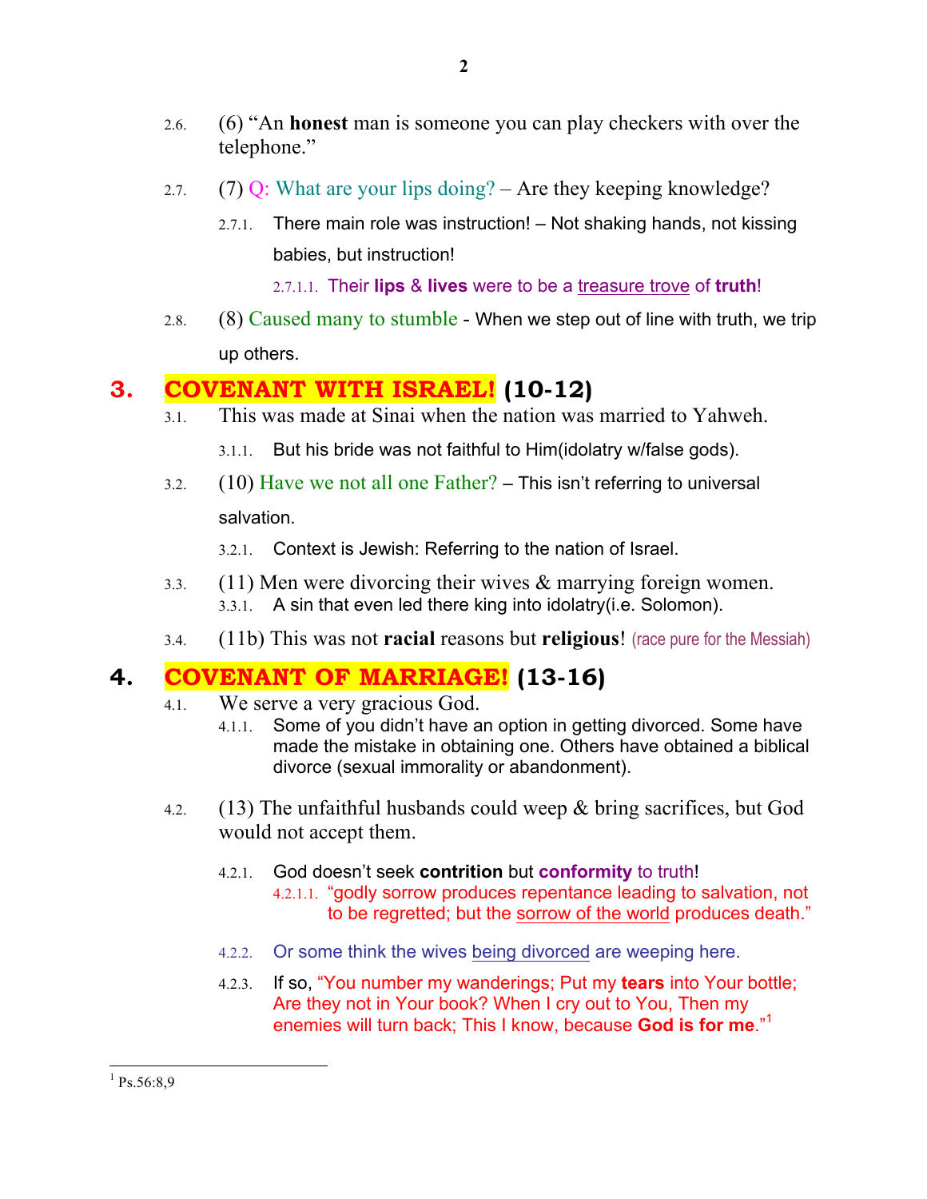2.6. (6) "An **honest** man is someone you can play checkers with over the telephone."

2.7. (7) Q: What are your lips doing? – Are they keeping knowledge?

2.7.1. There main role was instruction! – Not shaking hands, not kissing babies, but instruction!

2.7.1.1. Their **lips** & **lives** were to be a treasure trove of **truth**!

2.8. (8) Caused many to stumble - When we step out of line with truth, we trip up others.

# 3. COVENANT WITH ISRAEL! (10-12)

3.1. This was made at Sinai when the nation was married to Yahweh.

3.1.1. But his bride was not faithful to Him(idolatry w/false gods).

3.2. (10) Have we not all one Father? – This isn't referring to universal salvation.

3.2.1. Context is Jewish: Referring to the nation of Israel.

3.3. (11) Men were divorcing their wives & marrying foreign women.

3.3.1. A sin that even led there king into idolatry(i.e. Solomon).

3.4. (11b) This was not **racial** reasons but **religious**! (race pure for the Messiah)

# 4. COVENANT OF MARRIAGE! (13-16)

4.1. We serve a very gracious God.

4.1.1. Some of you didn't have an option in getting divorced. Some have made the mistake in obtaining one. Others have obtained a biblical divorce (sexual immorality or abandonment).

4.2. (13) The unfaithful husbands could weep & bring sacrifices, but God would not accept them.

4.2.1. God doesn't seek **contrition** but **conformity** to truth!

4.2.1.1. "godly sorrow produces repentance leading to salvation, not to be regretted; but the sorrow of the world produces death."

4.2.2. Or some think the wives being divorced are weeping here.

4.2.3. If so, "You number my wanderings; Put my **tears** into Your bottle; Are they not in Your book? When I cry out to You, Then my enemies will turn back; This I know, because **God is for me**."[1]

---

[1] Ps.56:8,9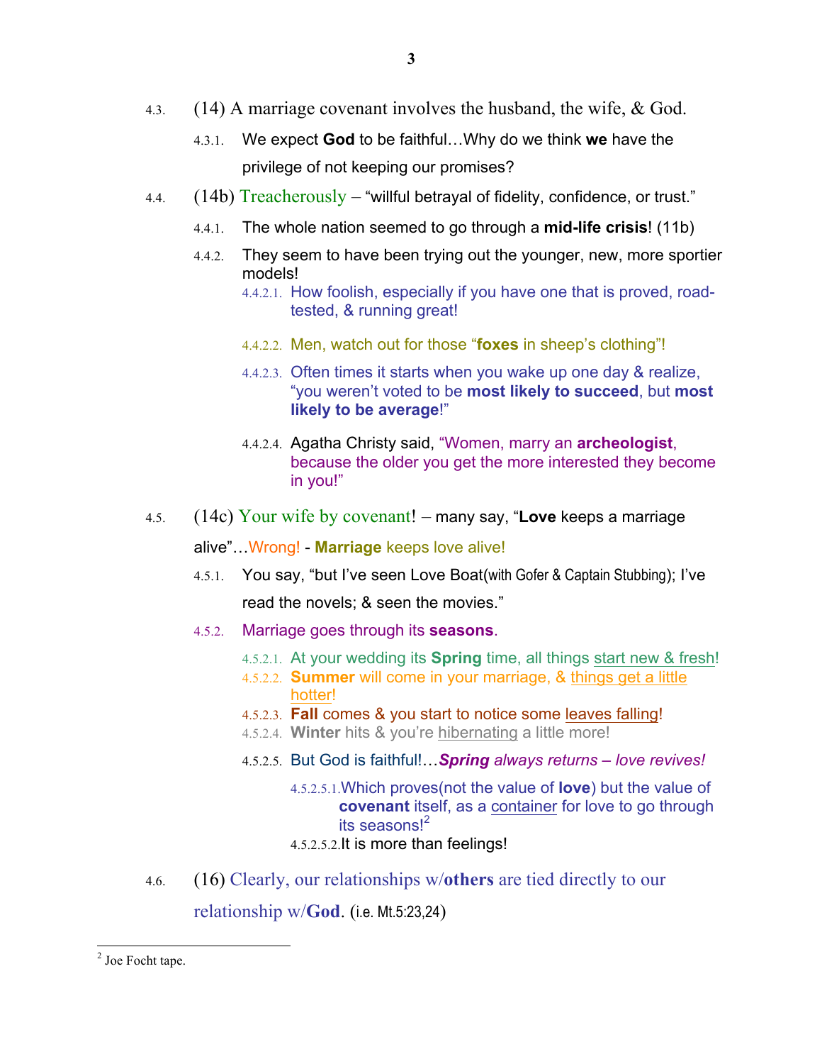4.3. (14) A marriage covenant involves the husband, the wife, & God.

4.3.1. We expect **God** to be faithful…Why do we think **we** have the privilege of not keeping our promises?

4.4. (14b) Treacherously – "willful betrayal of fidelity, confidence, or trust."

4.4.1. The whole nation seemed to go through a **mid-life crisis**! (11b)

4.4.2. They seem to have been trying out the younger, new, more sportier models!

4.4.2.1. How foolish, especially if you have one that is proved, road-tested, & running great!

4.4.2.2. Men, watch out for those "**foxes** in sheep's clothing"!

4.4.2.3. Often times it starts when you wake up one day & realize, "you weren't voted to be **most likely to succeed**, but **most likely to be average**!"

4.4.2.4. Agatha Christy said, "Women, marry an **archeologist**, because the older you get the more interested they become in you!"

4.5. (14c) Your wife by covenant! – many say, "**Love** keeps a marriage alive"…Wrong! - **Marriage** keeps love alive!

4.5.1. You say, "but I've seen Love Boat(with Gofer & Captain Stubbing); I've read the novels; & seen the movies."

4.5.2. Marriage goes through its **seasons**.

4.5.2.1. At your wedding its **Spring** time, all things start new & fresh!

4.5.2.2. **Summer** will come in your marriage, & things get a little hotter!

4.5.2.3. **Fall** comes & you start to notice some leaves falling!

4.5.2.4. **Winter** hits & you're hibernating a little more!

4.5.2.5. But God is faithful!…***Spring** always returns – love revives!*

4.5.2.5.1. Which proves(not the value of **love**) but the value of **covenant** itself, as a container for love to go through its seasons![2]

4.5.2.5.2. It is more than feelings!

4.6. (16) Clearly, our relationships w/**others** are tied directly to our relationship w/**God**. (i.e. Mt.5:23,24)

---

[2] Joe Focht tape.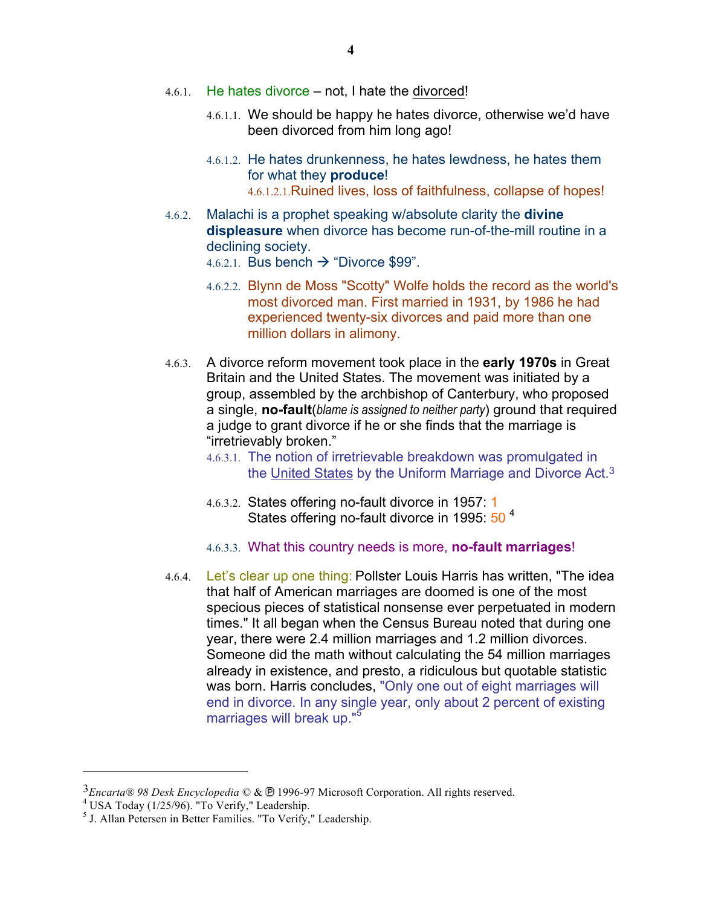4.6.1. He hates divorce – not, I hate the divorced!

4.6.1.1. We should be happy he hates divorce, otherwise we'd have been divorced from him long ago!

4.6.1.2. He hates drunkenness, he hates lewdness, he hates them for what they **produce**!

4.6.1.2.1. Ruined lives, loss of faithfulness, collapse of hopes!

4.6.2. Malachi is a prophet speaking w/absolute clarity the **divine displeasure** when divorce has become run-of-the-mill routine in a declining society.

4.6.2.1. Bus bench → "Divorce $99".

4.6.2.2. Blynn de Moss "Scotty" Wolfe holds the record as the world's most divorced man. First married in 1931, by 1986 he had experienced twenty-six divorces and paid more than one million dollars in alimony.

4.6.3. A divorce reform movement took place in the **early 1970s** in Great Britain and the United States. The movement was initiated by a group, assembled by the archbishop of Canterbury, who proposed a single, **no-fault**(*blame is assigned to neither party*) ground that required a judge to grant divorce if he or she finds that the marriage is "irretrievably broken."

4.6.3.1. The notion of irretrievable breakdown was promulgated in the United States by the Uniform Marriage and Divorce Act.[3]

4.6.3.2. States offering no-fault divorce in 1957: 1
States offering no-fault divorce in 1995: 50 [4]

4.6.3.3. What this country needs is more, **no-fault marriages**!

4.6.4. Let's clear up one thing: Pollster Louis Harris has written, "The idea that half of American marriages are doomed is one of the most specious pieces of statistical nonsense ever perpetuated in modern times." It all began when the Census Bureau noted that during one year, there were 2.4 million marriages and 1.2 million divorces. Someone did the math without calculating the 54 million marriages already in existence, and presto, a ridiculous but quotable statistic was born. Harris concludes, "Only one out of eight marriages will end in divorce. In any single year, only about 2 percent of existing marriages will break up."[5]

---

[3] *Encarta® 98 Desk Encyclopedia* © & ℗ 1996-97 Microsoft Corporation. All rights reserved.

[4] USA Today (1/25/96). "To Verify," Leadership.

[5] J. Allan Petersen in Better Families. "To Verify," Leadership.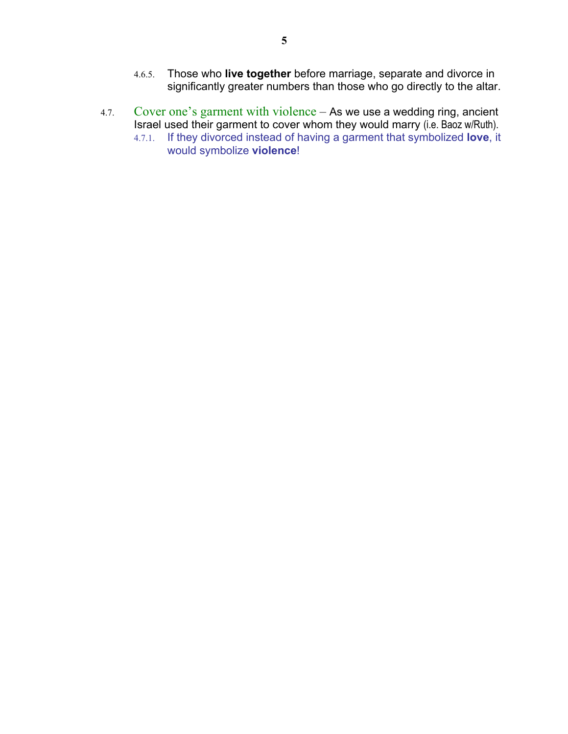4.6.5. Those who **live together** before marriage, separate and divorce in significantly greater numbers than those who go directly to the altar.

4.7. Cover one's garment with violence – As we use a wedding ring, ancient Israel used their garment to cover whom they would marry (i.e. Baoz w/Ruth).

4.7.1. If they divorced instead of having a garment that symbolized **love**, it would symbolize **violence**!